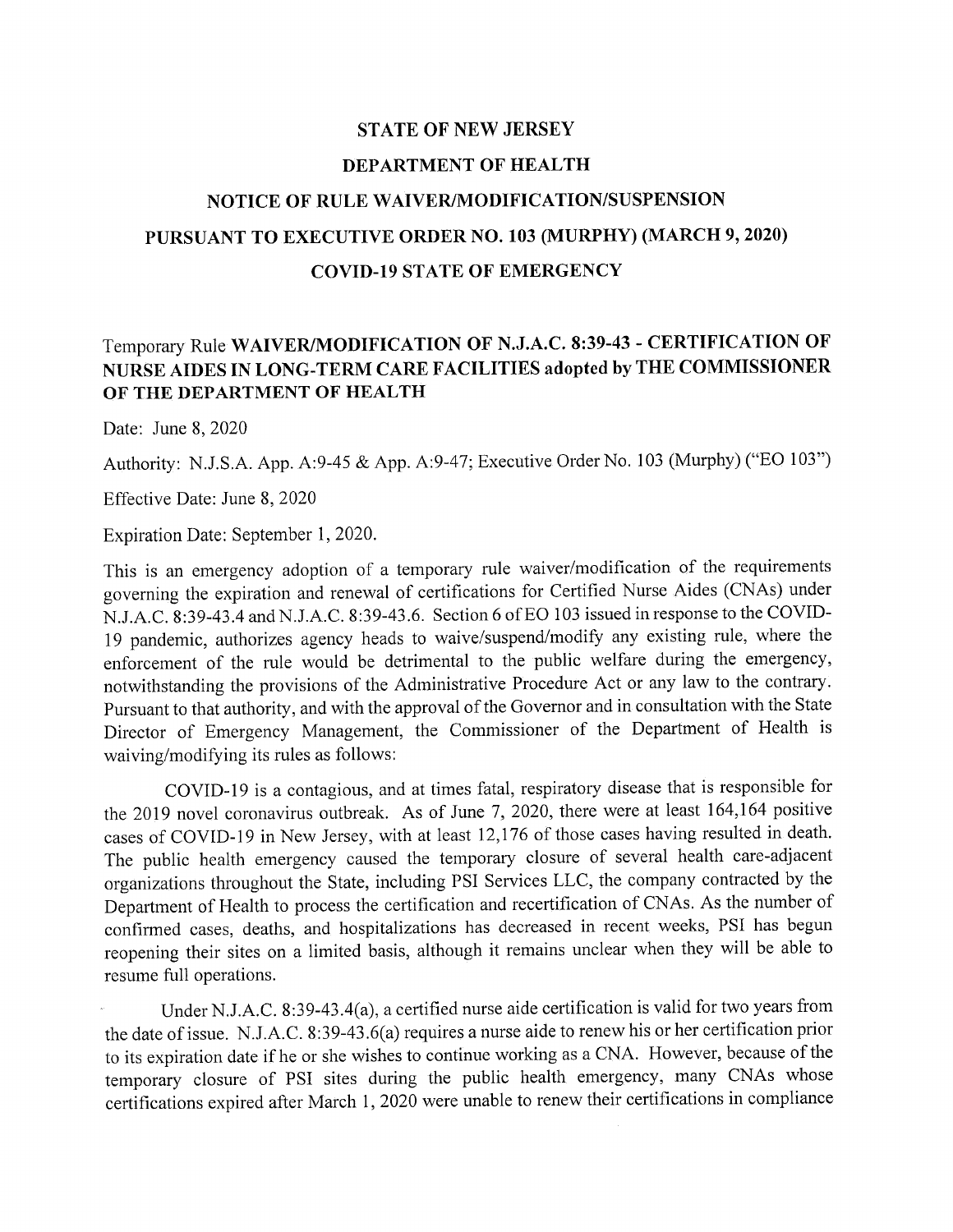# STATE OF NEW JERSEY

## DEPARTMENT OF HEALTH

## NOTICE OF RULE WAIVER/MODIFICATION/SUSPENSION

## PURSUANT TO EXECUTIVE ORDER NO. 103 (MURPHY) (MARCH 9, 2020)

## COVID-19 STATE OF EMERGENCY

Temporary Rule **WAIVER/MODIFICATION OF N.J.A.C. 8:39-43 - CERTIFICATION OF NURSE AIDES IN LONG-TERM CARE FACILITIES adopted by THE COMMISSIONER OF THE DEPARTMENT OF HEALTH**

Date: June 8, 2020

Authority: N.J.S.A. App. A:9-45 & App. A:9-47; Executive Order No. 103 (Murphy) ("EO 103")

Effective Date: June 8, 2020

Expiration Date: September 1, 2020.

This is an emergency adoption of a temporary rule waiver/modification of the requirements governing the expiration and renewal of certifications for Certified Nurse Aides (CNAs) under N.J.A.C. 8:39-43.4 and N.J.A.C. 8:39-43.6. Section 6 of EO 103 issued in response to the COVID-19 pandemic, authorizes agency heads to waive/suspend/modify any existing rule, where the enforcement of the rule would be detrimental to the public welfare during the emergency, notwithstanding the provisions of the Administrative Procedure Act or any law to the contrary. Pursuant to that authority, and with the approval of the Governor and in consultation with the State Director of Emergency Management, the Commissioner of the Department of Health is waiving/modifying its rules as follows:

COVID-19 is a contagious, and at times fatal, respiratory disease that is responsible for the 2019 novel coronavirus outbreak. As of June 7, 2020, there were at least 164,164 positive cases of COVID-19 in New Jersey, with at least 12,176 of those cases having resulted in death. The public health emergency caused the temporary closure of several health care-adjacent organizations throughout the State, including PSI Services LLC, the company contracted by the Department of Health to process the certification and recertification of CNAs. As the number of confirmed cases, deaths, and hospitalizations has decreased in recent weeks, PSI has begun reopening their sites on a limited basis, although it remains unclear when they will be able to resume full operations.

Under N.J.A.C. 8:39-43.4(a), a certified nurse aide certification is valid for two years from the date of issue. N.J.A.C. 8:39-43.6(a) requires a nurse aide to renew his or her certification prior to its expiration date if he or she wishes to continue working as a CNA. However, because of the temporary closure of PSI sites during the public health emergency, many CNAs whose certifications expired after March 1, 2020 were unable to renew their certifications in compliance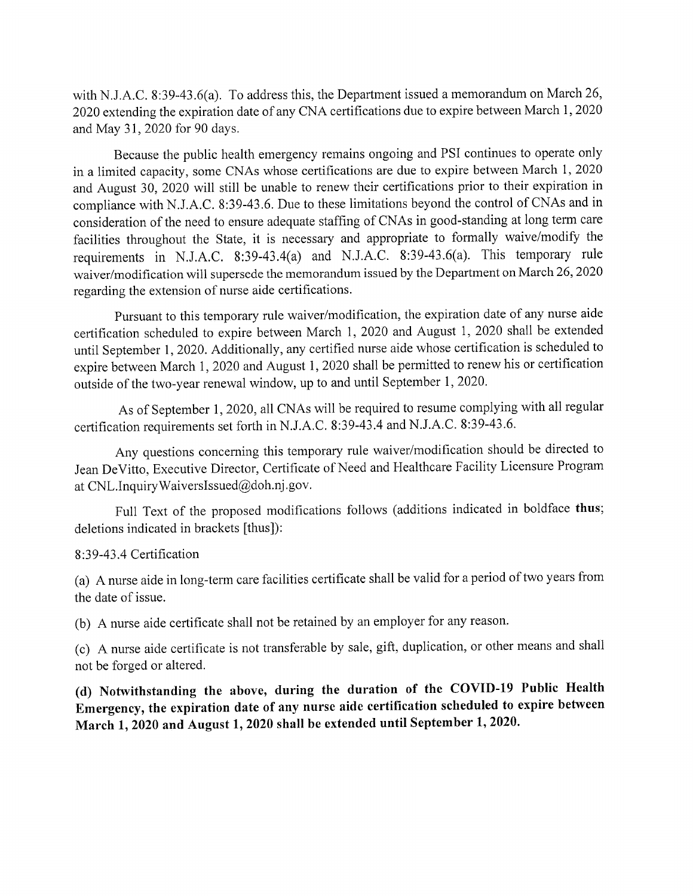with N.J.A.C. 8:39-43.6(a). To address this, the Department issued a memorandum on March 26, 2020 extending the expiration date of any CNA certifications due to expire between March 1, 2020 and May 31, 2020 for 90 days.

Because the public health emergency remains ongoing and PSI continues to operate only in a limited capacity, some CNAs whose certifications are due to expire between March 1, 2020 and August 30, 2020 will still be unable to renew their certifications prior to their expiration in compliance with N.J.A.C. 8:39-43.6. Due to these limitations beyond the control of CNAs and in consideration of the need to ensure adequate staffing of CNAs in good-standing at long term care facilities throughout the State, it is necessary and appropriate to formally waive/modify the requirements in N.J.A.C. 8:39-43.4(a) and N.J.A.C. 8:39-43.6(a). This temporary rule waiver/modification will supersede the memorandum issued by the Department on March 26, 2020 regarding the extension of nurse aide certifications.

Pursuant to this temporary rule waiver/modification, the expiration date of any nurse aide certification scheduled to expire between March 1, 2020 and August 1, 2020 shall be extended until September 1, 2020. Additionally, any certified nurse aide whose certification is scheduled to expire between March 1, 2020 and August 1, 2020 shall be permitted to renew his or certification outside of the two-year renewal window, up to and until September 1, 2020.

As of September 1, 2020, all CNAs will be required to resume complying with all regular certification requirements set forth in N.J.A.C. 8:39-43.4 and N.J.A.C. 8:39-43.6.

Any questions concerning this temporary rule waiver/modification should be directed to Jean DeVitto, Executive Director, Certificate of Need and Healthcare Facility Licensure Program at CNL.InquiryWaiversIssued@doh.nj.gov.

Full Text of the proposed modifications follows (additions indicated in boldface **thus**; deletions indicated in brackets [thus]):

8:39-43.4 Certification

(a) A nurse aide in long-term care facilities certificate shall be valid for a period of two years from the date of issue.

(b) A nurse aide certificate shall not be retained by an employer for any reason.

(c) A nurse aide certificate is not transferable by sale, gift, duplication, or other means and shall not be forged or altered.

**(d) Notwithstanding the above, during the duration of the COVID-19 Public Health Emergency, the expiration date of any nurse aide certification scheduled to expire between March 1, 2020 and August 1, 2020 shall be extended until September 1, 2020.**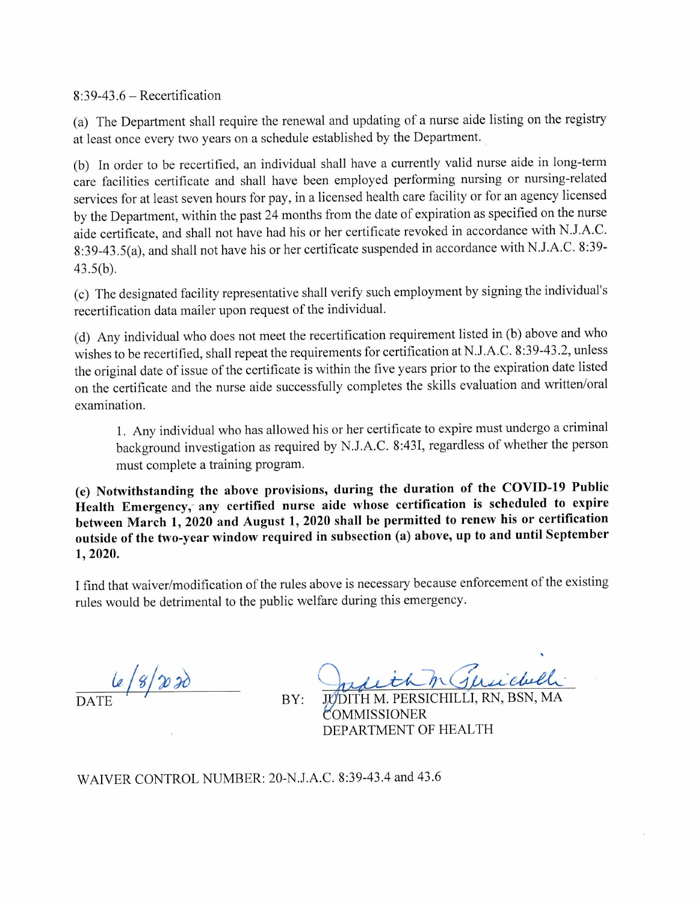8:39-43.6 – Recertification

(a) The Department shall require the renewal and updating of a nurse aide listing on the registry at least once every two years on a schedule established by the Department.

(b) In order to be recertified, an individual shall have a currently valid nurse aide in long-term care facilities certificate and shall have been employed performing nursing or nursing-related services for at least seven hours for pay, in a licensed health care facility or for an agency licensed by the Department, within the past 24 months from the date of expiration as specified on the nurse aide certificate, and shall not have had his or her certificate revoked in accordance with N.J.A.C. 8:39-43.5(a), and shall not have his or her certificate suspended in accordance with N.J.A.C. 8:39-43.5(b).

(c) The designated facility representative shall verify such employment by signing the individual's recertification data mailer upon request of the individual.

(d) Any individual who does not meet the recertification requirement listed in (b) above and who wishes to be recertified, shall repeat the requirements for certification at N.J.A.C. 8:39-43.2, unless the original date of issue of the certificate is within the five years prior to the expiration date listed on the certificate and the nurse aide successfully completes the skills evaluation and written/oral examination.

1. Any individual who has allowed his or her certificate to expire must undergo a criminal background investigation as required by N.J.A.C. 8:43I, regardless of whether the person must complete a training program.

**(e) Notwithstanding the above provisions, during the duration of the COVID-19 Public Health Emergency, any certified nurse aide whose certification is scheduled to expire between March 1, 2020 and August 1, 2020 shall be permitted to renew his or certification outside of the two-year window required in subsection (a) above, up to and until September 1, 2020.**

I find that waiver/modification of the rules above is necessary because enforcement of the existing rules would be detrimental to the public welfare during this emergency.

6/8/2020
DATE

BY: JUDITH M. PERSICHILLI, RN, BSN, MA
COMMISSIONER
DEPARTMENT OF HEALTH

WAIVER CONTROL NUMBER: 20-N.J.A.C. 8:39-43.4 and 43.6